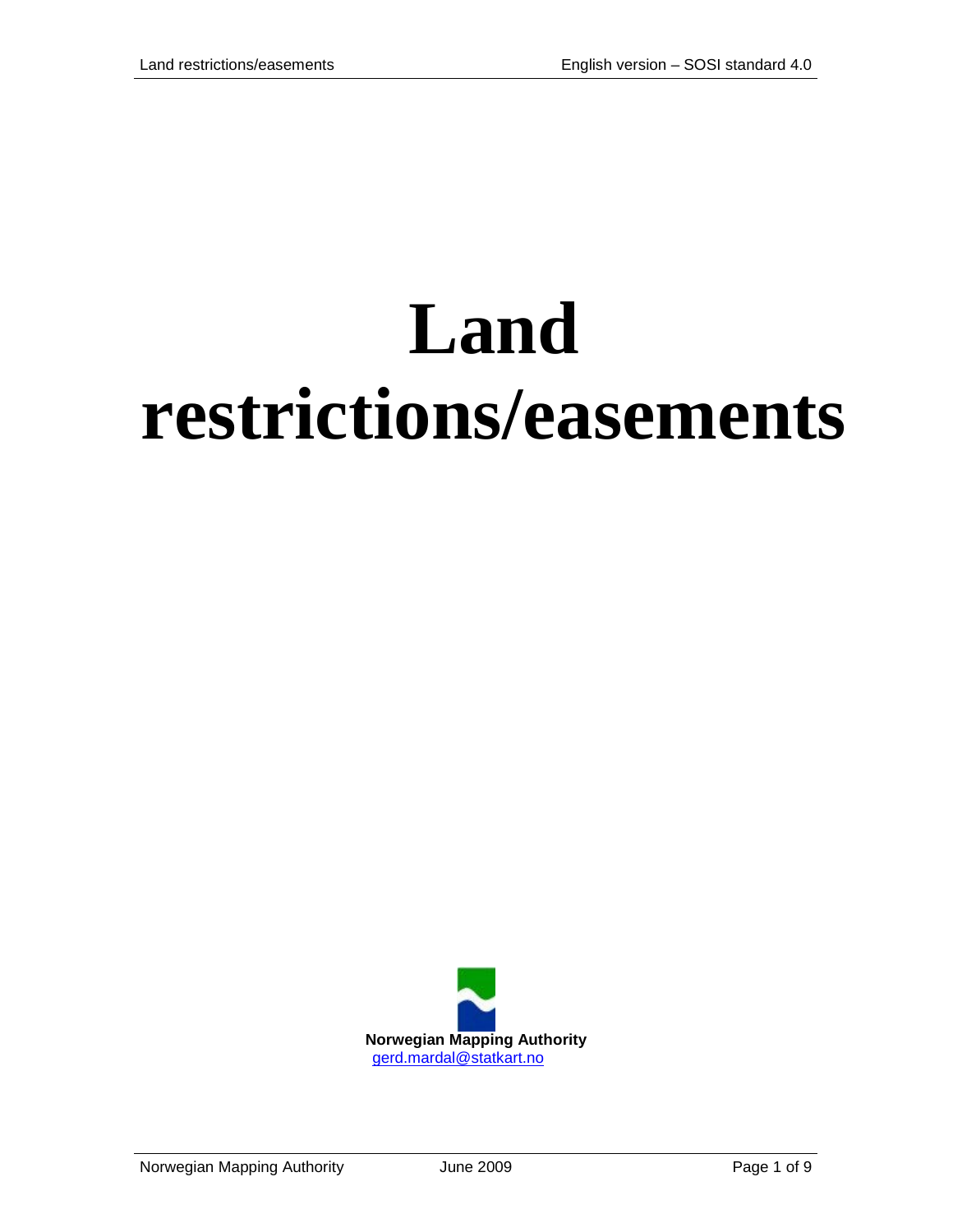# Land restrictions/easements

**Norwegian Mapping Authority**
gerd.mardal@statkart.no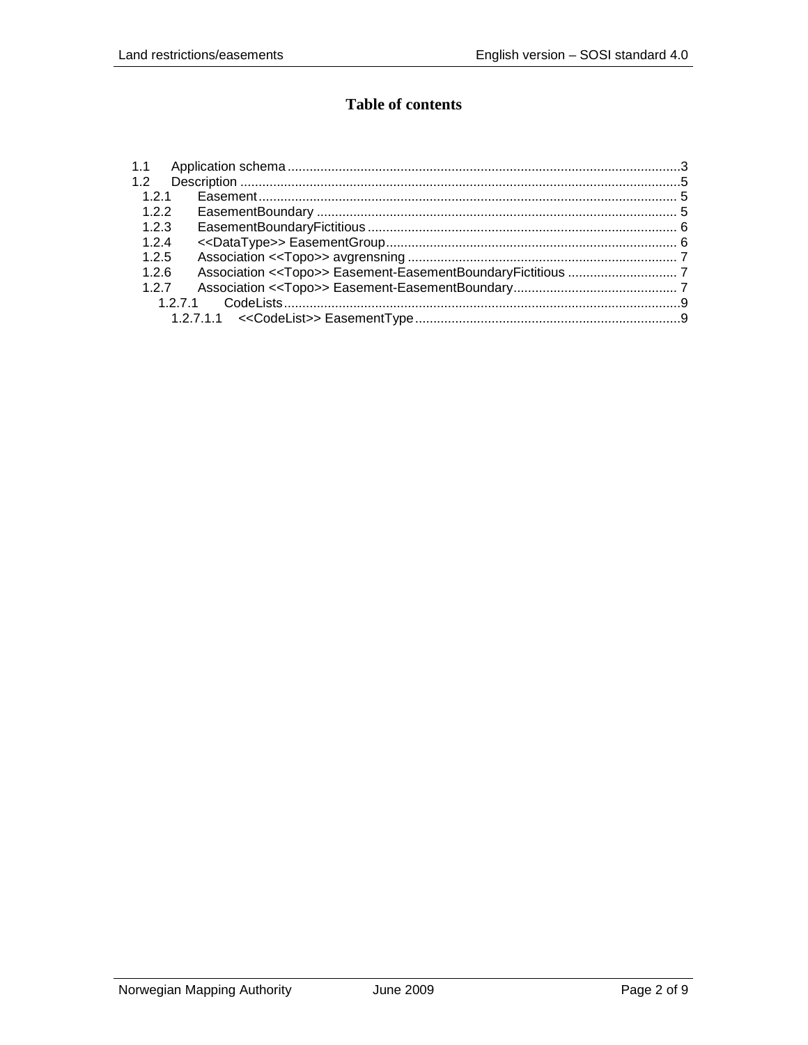# Table of contents

- 1.1 Application schema ..... 3
- 1.2 Description ..... 5
  - 1.2.1 Easement ..... 5
  - 1.2.2 EasementBoundary ..... 5
  - 1.2.3 EasementBoundaryFictitious ..... 6
  - 1.2.4 <<DataType>> EasementGroup ..... 6
  - 1.2.5 Association <<Topo>> avgrensning ..... 7
  - 1.2.6 Association <<Topo>> Easement-EasementBoundaryFictitious ..... 7
  - 1.2.7 Association <<Topo>> Easement-EasementBoundary ..... 7
    - 1.2.7.1 CodeLists ..... 9
      - 1.2.7.1.1 <<CodeList>> EasementType ..... 9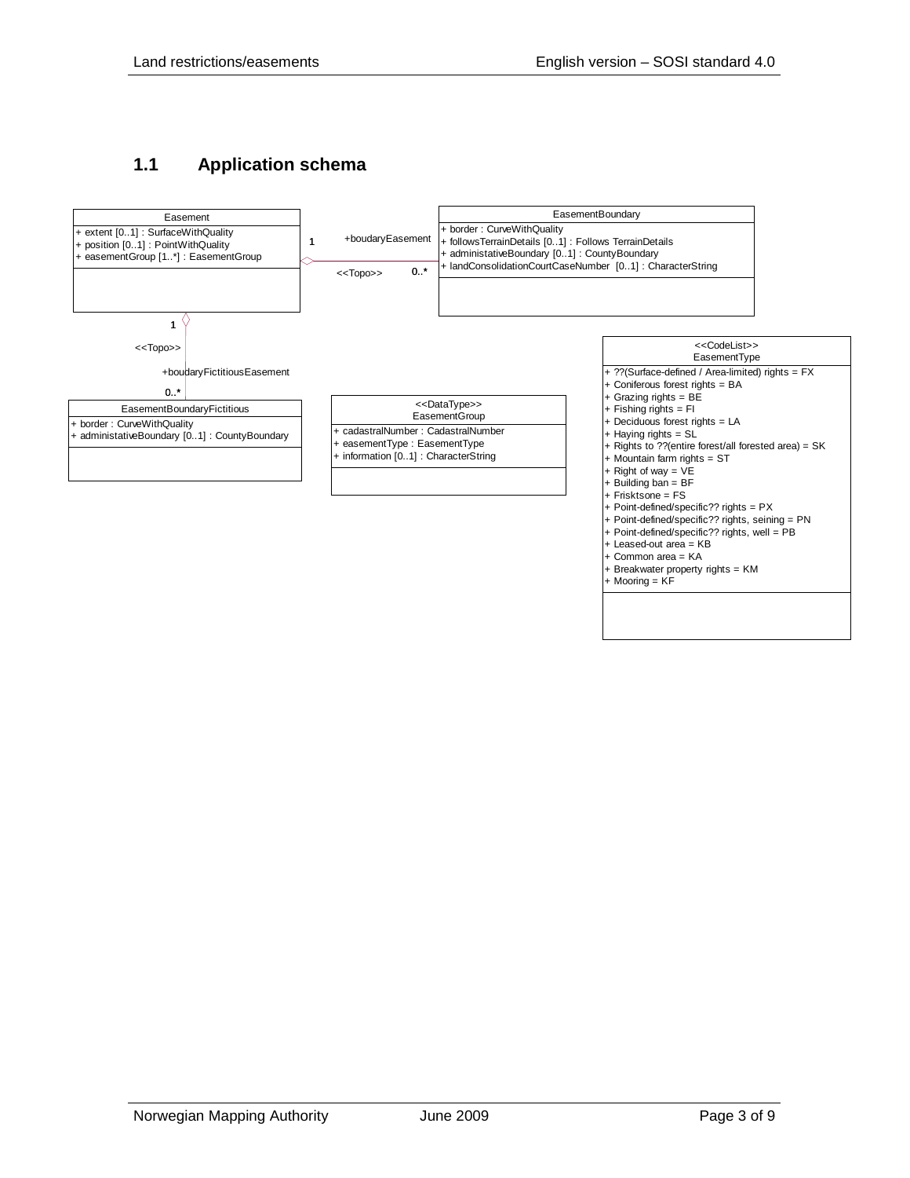## 1.1 Application schema

**Easement**
- + extent [0..1] : SurfaceWithQuality
- + position [0..1] : PointWithQuality
- + easementGroup [1..*] : EasementGroup

**EasementBoundary**
- + border : CurveWithQuality
- + followsTerrainDetails [0..1] : Follows TerrainDetails
- + administativeBoundary [0..1] : CountyBoundary
- + landConsolidationCourtCaseNumber [0..1] : CharacterString

Association Easement (1) – EasementBoundary (0..*): +boudaryEasement, <<Topo>>

**EasementBoundaryFictitious**
- + border : CurveWithQuality
- + administativeBoundary [0..1] : CountyBoundary

Association Easement (1) – EasementBoundaryFictitious (0..*): +boudaryFictitiousEasement, <<Topo>>

**<<DataType>> EasementGroup**
- + cadastralNumber : CadastralNumber
- + easementType : EasementType
- + information [0..1] : CharacterString

**<<CodeList>> EasementType**
- + ??(Surface-defined / Area-limited) rights = FX
- + Coniferous forest rights = BA
- + Grazing rights = BE
- + Fishing rights = FI
- + Deciduous forest rights = LA
- + Haying rights = SL
- + Rights to ??(entire forest/all forested area) = SK
- + Mountain farm rights = ST
- + Right of way = VE
- + Building ban = BF
- + Frisktsone = FS
- + Point-defined/specific?? rights = PX
- + Point-defined/specific?? rights, seining = PN
- + Point-defined/specific?? rights, well = PB
- + Leased-out area = KB
- + Common area = KA
- + Breakwater property rights = KM
- + Mooring = KF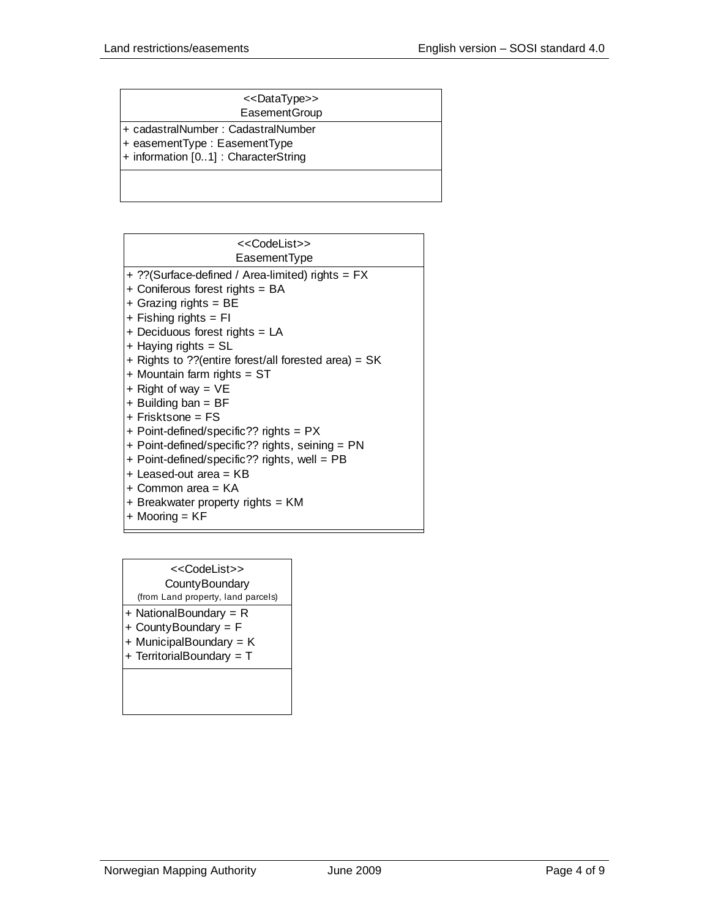<<DataType>>
EasementGroup

+ cadastralNumber : CadastralNumber
+ easementType : EasementType
+ information [0..1] : CharacterString

<<CodeList>>
EasementType

+ ??(Surface-defined / Area-limited) rights = FX
+ Coniferous forest rights = BA
+ Grazing rights = BE
+ Fishing rights = FI
+ Deciduous forest rights = LA
+ Haying rights = SL
+ Rights to ??(entire forest/all forested area) = SK
+ Mountain farm rights = ST
+ Right of way = VE
+ Building ban = BF
+ Frisktsone = FS
+ Point-defined/specific?? rights = PX
+ Point-defined/specific?? rights, seining = PN
+ Point-defined/specific?? rights, well = PB
+ Leased-out area = KB
+ Common area = KA
+ Breakwater property rights = KM
+ Mooring = KF

<<CodeList>>
CountyBoundary
(from Land property, land parcels)

+ NationalBoundary = R
+ CountyBoundary = F
+ MunicipalBoundary = K
+ TerritorialBoundary = T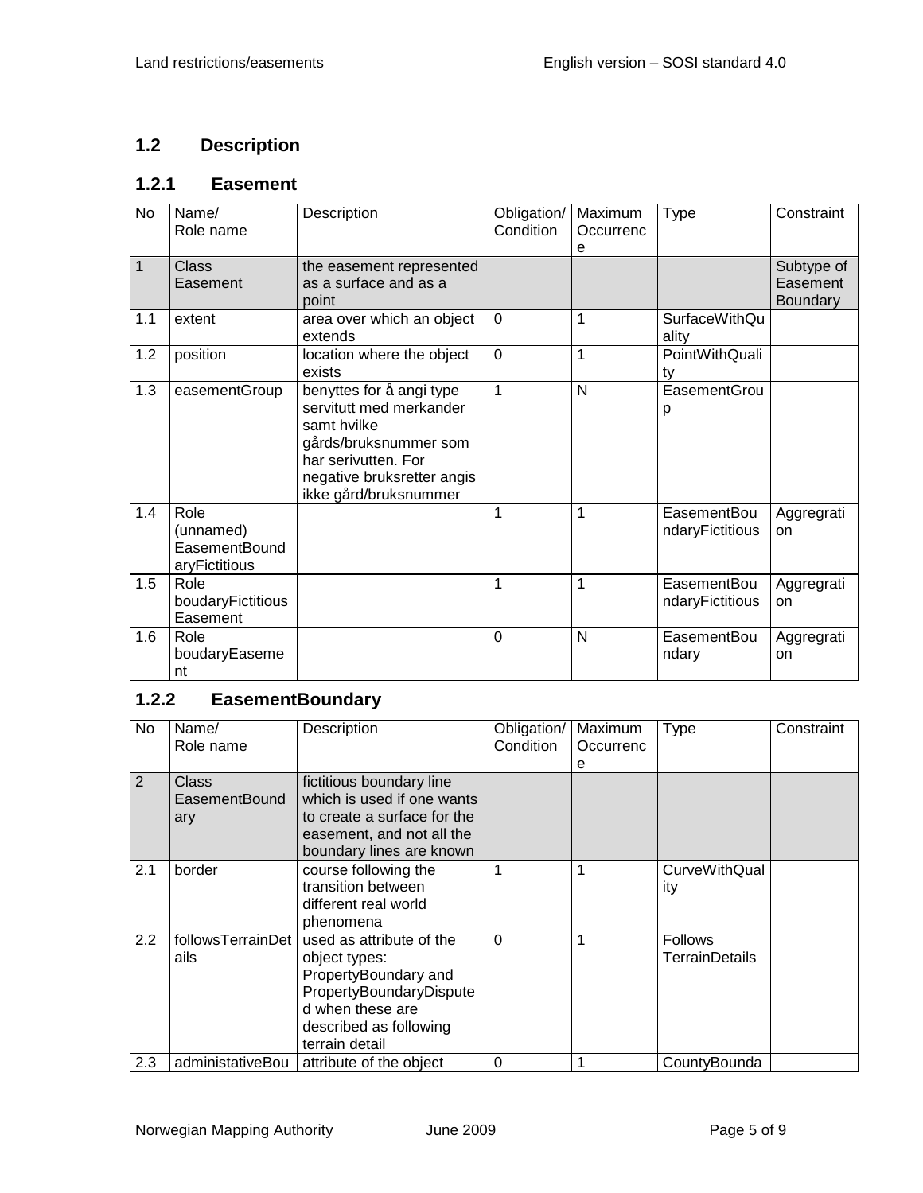## 1.2 Description

### 1.2.1 Easement

| No | Name/ Role name | Description | Obligation/ Condition | Maximum Occurrence | Type | Constraint |
|---|---|---|---|---|---|---|
| 1 | Class Easement | the easement represented as a surface and as a point | | | | Subtype of Easement Boundary |
| 1.1 | extent | area over which an object extends | 0 | 1 | SurfaceWithQuality | |
| 1.2 | position | location where the object exists | 0 | 1 | PointWithQuality | |
| 1.3 | easementGroup | benyttes for å angi type servitutt med merkander samt hvilke gårds/bruksnummer som har serivutten. For negative bruksretter angis ikke gård/bruksnummer | 1 | N | EasementGroup | |
| 1.4 | Role (unnamed) EasementBoundaryFictitious | | 1 | 1 | EasementBoundaryFictitious | Aggregration |
| 1.5 | Role boudaryFictitious Easement | | 1 | 1 | EasementBoundaryFictitious | Aggregration |
| 1.6 | Role boudaryEasement | | 0 | N | EasementBoundary | Aggregration |

### 1.2.2 EasementBoundary

| No | Name/ Role name | Description | Obligation/ Condition | Maximum Occurrence | Type | Constraint |
|---|---|---|---|---|---|---|
| 2 | Class EasementBoundary | fictitious boundary line which is used if one wants to create a surface for the easement, and not all the boundary lines are known | | | | |
| 2.1 | border | course following the transition between different real world phenomena | 1 | 1 | CurveWithQuality | |
| 2.2 | followsTerrainDetails | used as attribute of the object types: PropertyBoundary and PropertyBoundaryDisputed when these are described as following terrain detail | 0 | 1 | Follows TerrainDetails | |
| 2.3 | administativeBou | attribute of the object | 0 | 1 | CountyBounda | |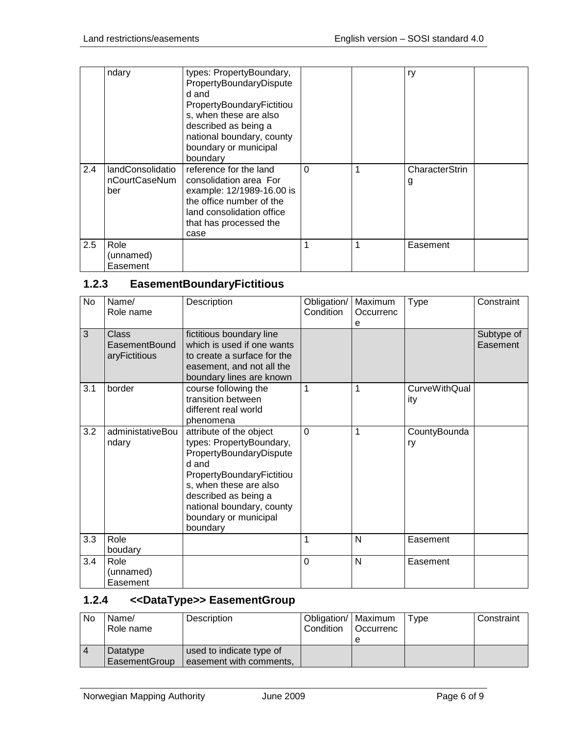| No | Name/ Role name | Description | Obligation/ Condition | Maximum Occurrence | Type | Constraint |
|---|---|---|---|---|---|---|
| | ndary | types: PropertyBoundary, PropertyBoundaryDisputed and PropertyBoundaryFictitious, when these are also described as being a national boundary, county boundary or municipal boundary | | | ry | |
| 2.4 | landConsolidationCourtCaseNumber | reference for the land consolidation area For example: 12/1989-16.00 is the office number of the land consolidation office that has processed the case | 0 | 1 | CharacterString | |
| 2.5 | Role (unnamed) Easement | | 1 | 1 | Easement | |

### 1.2.3 EasementBoundaryFictitious

| No | Name/ Role name | Description | Obligation/ Condition | Maximum Occurrence | Type | Constraint |
|---|---|---|---|---|---|---|
| 3 | Class EasementBoundaryFictitious | fictitious boundary line which is used if one wants to create a surface for the easement, and not all the boundary lines are known | | | | Subtype of Easement |
| 3.1 | border | course following the transition between different real world phenomena | 1 | 1 | CurveWithQuality | |
| 3.2 | administativeBoundary | attribute of the object types: PropertyBoundary, PropertyBoundaryDisputed and PropertyBoundaryFictitious, when these are also described as being a national boundary, county boundary or municipal boundary | 0 | 1 | CountyBoundary | |
| 3.3 | Role boudary | | 1 | N | Easement | |
| 3.4 | Role (unnamed) Easement | | 0 | N | Easement | |

### 1.2.4 <<DataType>> EasementGroup

| No | Name/ Role name | Description | Obligation/ Condition | Maximum Occurrence | Type | Constraint |
|---|---|---|---|---|---|---|
| 4 | Datatype EasementGroup | used to indicate type of easement with comments, | | | | |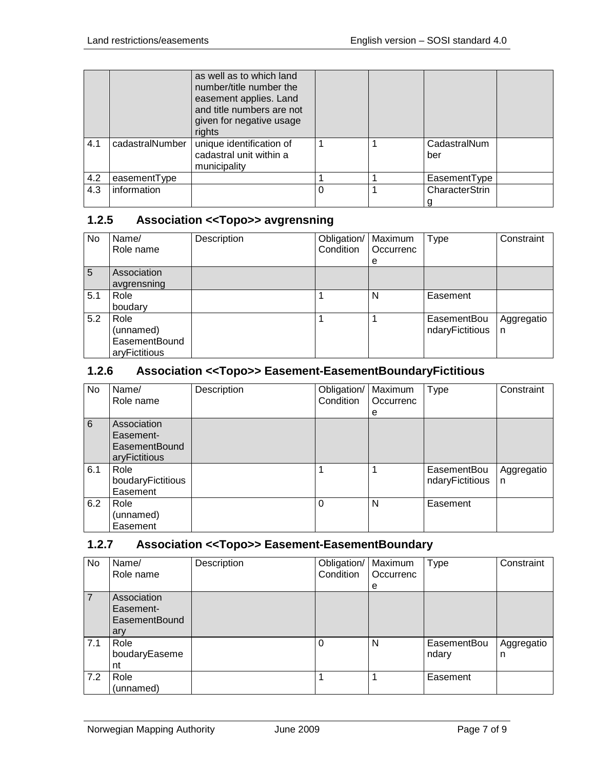|  |  | as well as to which land number/title number the easement applies. Land and title numbers are not given for negative usage rights |  |  |  |  |
|---|---|---|---|---|---|---|
| 4.1 | cadastralNumber | unique identification of cadastral unit within a municipality | 1 | 1 | CadastralNumber |  |
| 4.2 | easementType |  | 1 | 1 | EasementType |  |
| 4.3 | information |  | 0 | 1 | CharacterString |  |

### 1.2.5 Association <<Topo>> avgrensning

| No | Name/ Role name | Description | Obligation/ Condition | Maximum Occurrence | Type | Constraint |
|---|---|---|---|---|---|---|
| 5 | Association avgrensning |  |  |  |  |  |
| 5.1 | Role boudary |  | 1 | N | Easement |  |
| 5.2 | Role (unnamed) EasementBoundaryFictitious |  | 1 | 1 | EasementBoundaryFictitious | Aggregation |

### 1.2.6 Association <<Topo>> Easement-EasementBoundaryFictitious

| No | Name/ Role name | Description | Obligation/ Condition | Maximum Occurrence | Type | Constraint |
|---|---|---|---|---|---|---|
| 6 | Association Easement-EasementBoundaryFictitious |  |  |  |  |  |
| 6.1 | Role boudaryFictitious Easement |  | 1 | 1 | EasementBoundaryFictitious | Aggregation |
| 6.2 | Role (unnamed) Easement |  | 0 | N | Easement |  |

### 1.2.7 Association <<Topo>> Easement-EasementBoundary

| No | Name/ Role name | Description | Obligation/ Condition | Maximum Occurrence | Type | Constraint |
|---|---|---|---|---|---|---|
| 7 | Association Easement-EasementBoundary |  |  |  |  |  |
| 7.1 | Role boudaryEasement |  | 0 | N | EasementBoundary | Aggregation |
| 7.2 | Role (unnamed) |  | 1 | 1 | Easement |  |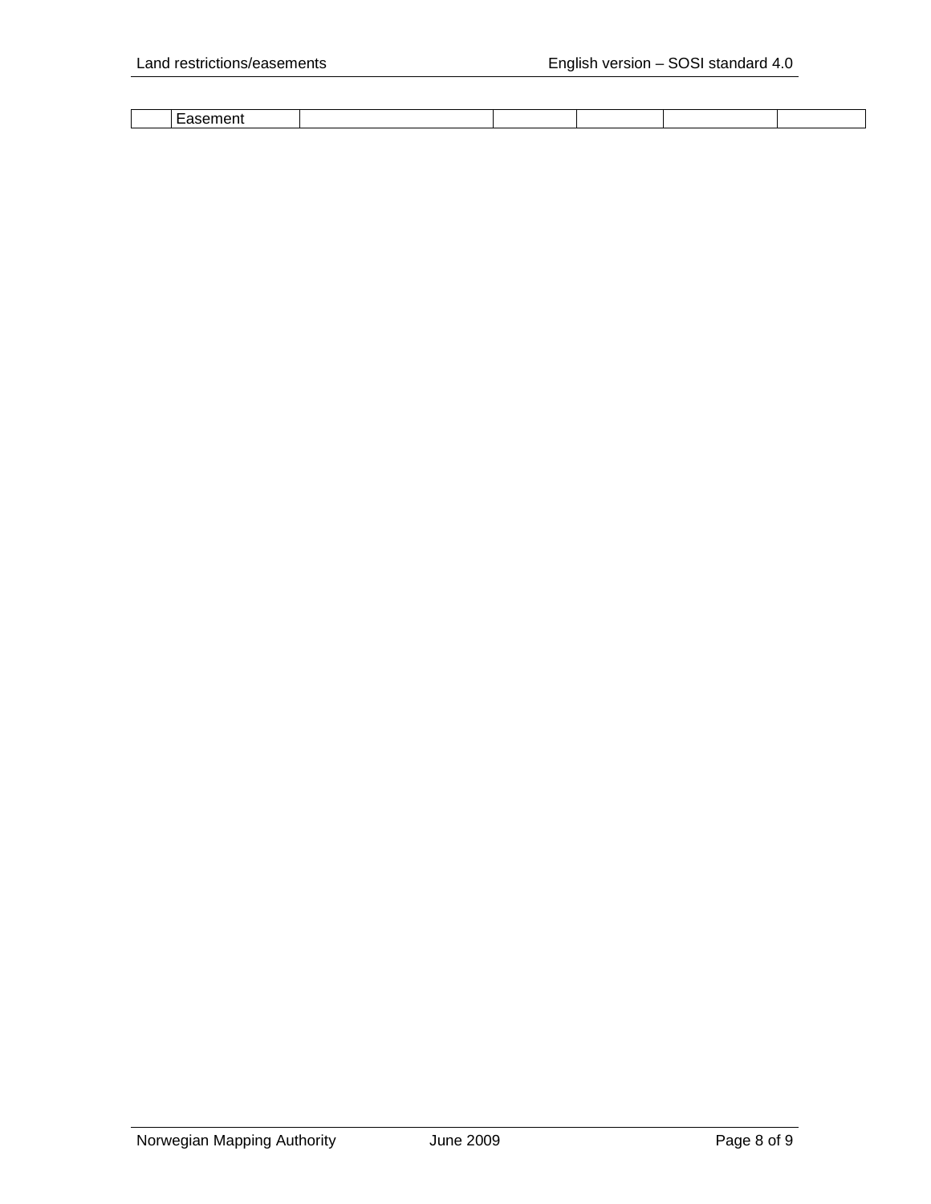| | | | | | | |
|---|---|---|---|---|---|---|
| | Easement | | | | | |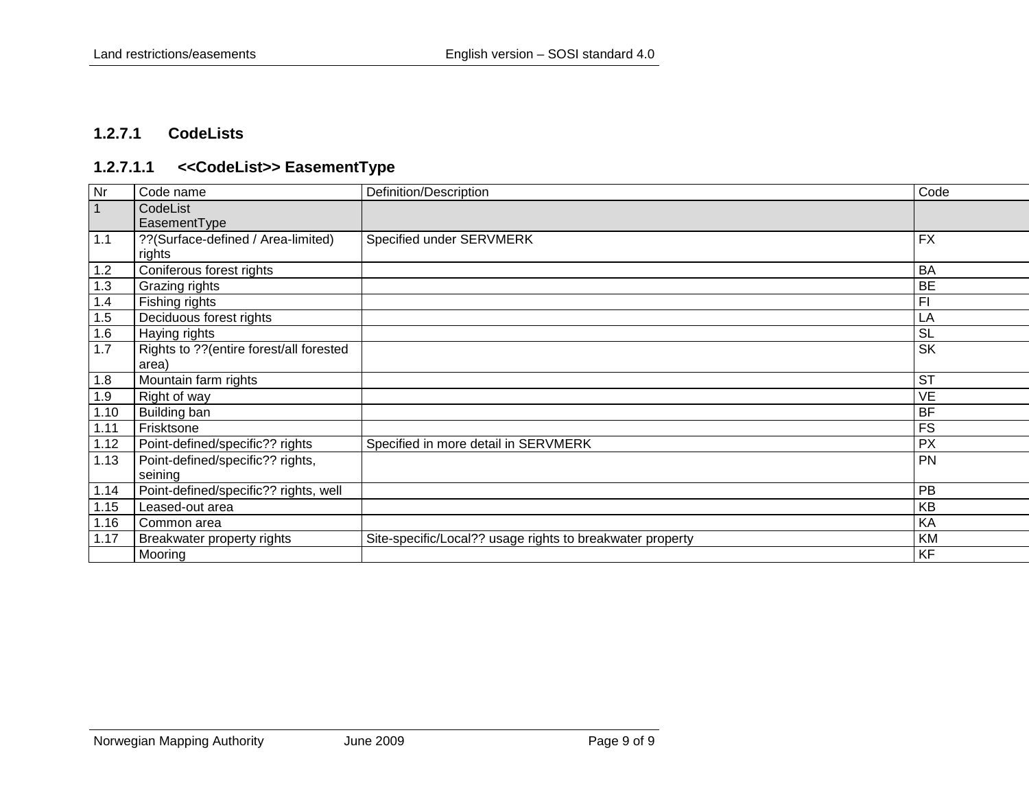#### 1.2.7.1 CodeLists

##### 1.2.7.1.1 <<CodeList>> EasementType

| Nr | Code name | Definition/Description | Code |
| --- | --- | --- | --- |
| 1 | CodeList EasementType | | |
| 1.1 | ??(Surface-defined / Area-limited) rights | Specified under SERVMERK | FX |
| 1.2 | Coniferous forest rights | | BA |
| 1.3 | Grazing rights | | BE |
| 1.4 | Fishing rights | | FI |
| 1.5 | Deciduous forest rights | | LA |
| 1.6 | Haying rights | | SL |
| 1.7 | Rights to ??(entire forest/all forested area) | | SK |
| 1.8 | Mountain farm rights | | ST |
| 1.9 | Right of way | | VE |
| 1.10 | Building ban | | BF |
| 1.11 | Frisktsone | | FS |
| 1.12 | Point-defined/specific?? rights | Specified in more detail in SERVMERK | PX |
| 1.13 | Point-defined/specific?? rights, seining | | PN |
| 1.14 | Point-defined/specific?? rights, well | | PB |
| 1.15 | Leased-out area | | KB |
| 1.16 | Common area | | KA |
| 1.17 | Breakwater property rights | Site-specific/Local?? usage rights to breakwater property | KM |
| | Mooring | | KF |